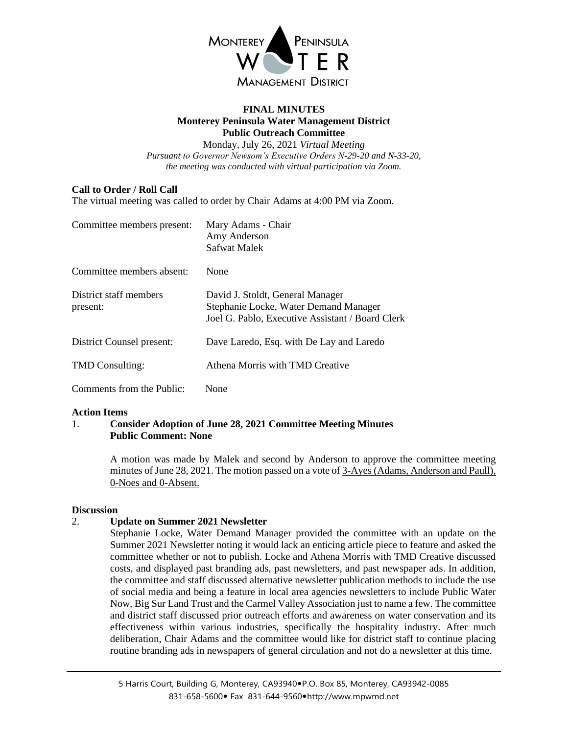MONTEREY PENINSULA WATER MANAGEMENT DISTRICT

**FINAL MINUTES**
**Monterey Peninsula Water Management District**
**Public Outreach Committee**

Monday, July 26, 2021 *Virtual Meeting*

*Pursuant to Governor Newsom's Executive Orders N-29-20 and N-33-20, the meeting was conducted with virtual participation via Zoom.*

**Call to Order / Roll Call**

The virtual meeting was called to order by Chair Adams at 4:00 PM via Zoom.

| | |
|---|---|
| Committee members present: | Mary Adams - Chair<br>Amy Anderson<br>Safwat Malek |
| Committee members absent: | None |
| District staff members present: | David J. Stoldt, General Manager<br>Stephanie Locke, Water Demand Manager<br>Joel G. Pablo, Executive Assistant / Board Clerk |
| District Counsel present: | Dave Laredo, Esq. with De Lay and Laredo |
| TMD Consulting: | Athena Morris with TMD Creative |
| Comments from the Public: | None |

**Action Items**

1. **Consider Adoption of June 28, 2021 Committee Meeting Minutes**
   **Public Comment: None**

   A motion was made by Malek and second by Anderson to approve the committee meeting minutes of June 28, 2021. The motion passed on a vote of 3-Ayes (Adams, Anderson and Paull), 0-Noes and 0-Absent.

**Discussion**

2. **Update on Summer 2021 Newsletter**

   Stephanie Locke, Water Demand Manager provided the committee with an update on the Summer 2021 Newsletter noting it would lack an enticing article piece to feature and asked the committee whether or not to publish. Locke and Athena Morris with TMD Creative discussed costs, and displayed past branding ads, past newsletters, and past newspaper ads. In addition, the committee and staff discussed alternative newsletter publication methods to include the use of social media and being a feature in local area agencies newsletters to include Public Water Now, Big Sur Land Trust and the Carmel Valley Association just to name a few. The committee and district staff discussed prior outreach efforts and awareness on water conservation and its effectiveness within various industries, specifically the hospitality industry. After much deliberation, Chair Adams and the committee would like for district staff to continue placing routine branding ads in newspapers of general circulation and not do a newsletter at this time.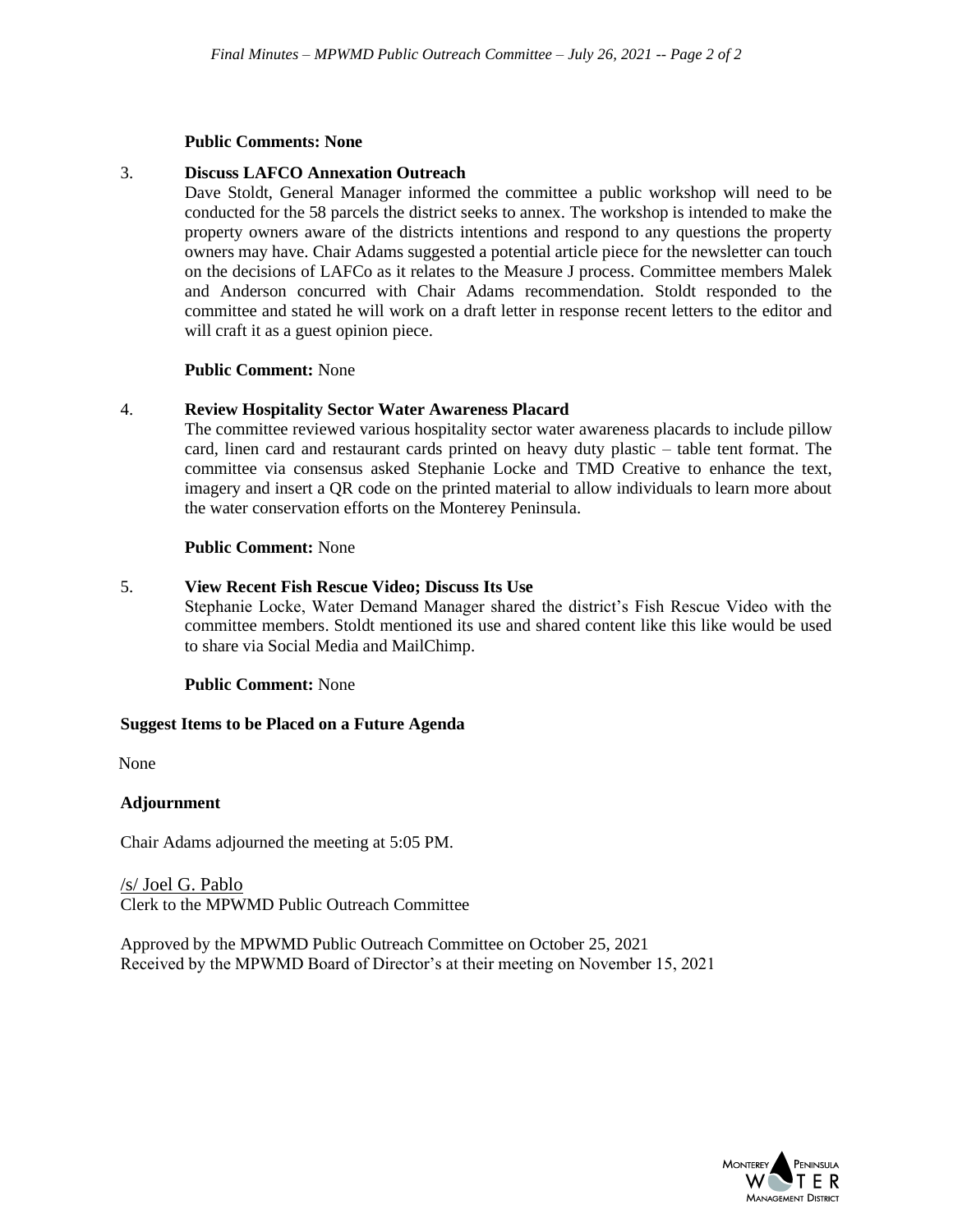**Public Comments: None**

3. **Discuss LAFCO Annexation Outreach**

   Dave Stoldt, General Manager informed the committee a public workshop will need to be conducted for the 58 parcels the district seeks to annex. The workshop is intended to make the property owners aware of the districts intentions and respond to any questions the property owners may have. Chair Adams suggested a potential article piece for the newsletter can touch on the decisions of LAFCo as it relates to the Measure J process. Committee members Malek and Anderson concurred with Chair Adams recommendation. Stoldt responded to the committee and stated he will work on a draft letter in response recent letters to the editor and will craft it as a guest opinion piece.

   **Public Comment:** None

4. **Review Hospitality Sector Water Awareness Placard**

   The committee reviewed various hospitality sector water awareness placards to include pillow card, linen card and restaurant cards printed on heavy duty plastic – table tent format. The committee via consensus asked Stephanie Locke and TMD Creative to enhance the text, imagery and insert a QR code on the printed material to allow individuals to learn more about the water conservation efforts on the Monterey Peninsula.

   **Public Comment:** None

5. **View Recent Fish Rescue Video; Discuss Its Use**

   Stephanie Locke, Water Demand Manager shared the district's Fish Rescue Video with the committee members. Stoldt mentioned its use and shared content like this like would be used to share via Social Media and MailChimp.

   **Public Comment:** None

**Suggest Items to be Placed on a Future Agenda**

None

**Adjournment**

Chair Adams adjourned the meeting at 5:05 PM.

/s/ Joel G. Pablo
Clerk to the MPWMD Public Outreach Committee

Approved by the MPWMD Public Outreach Committee on October 25, 2021
Received by the MPWMD Board of Director's at their meeting on November 15, 2021